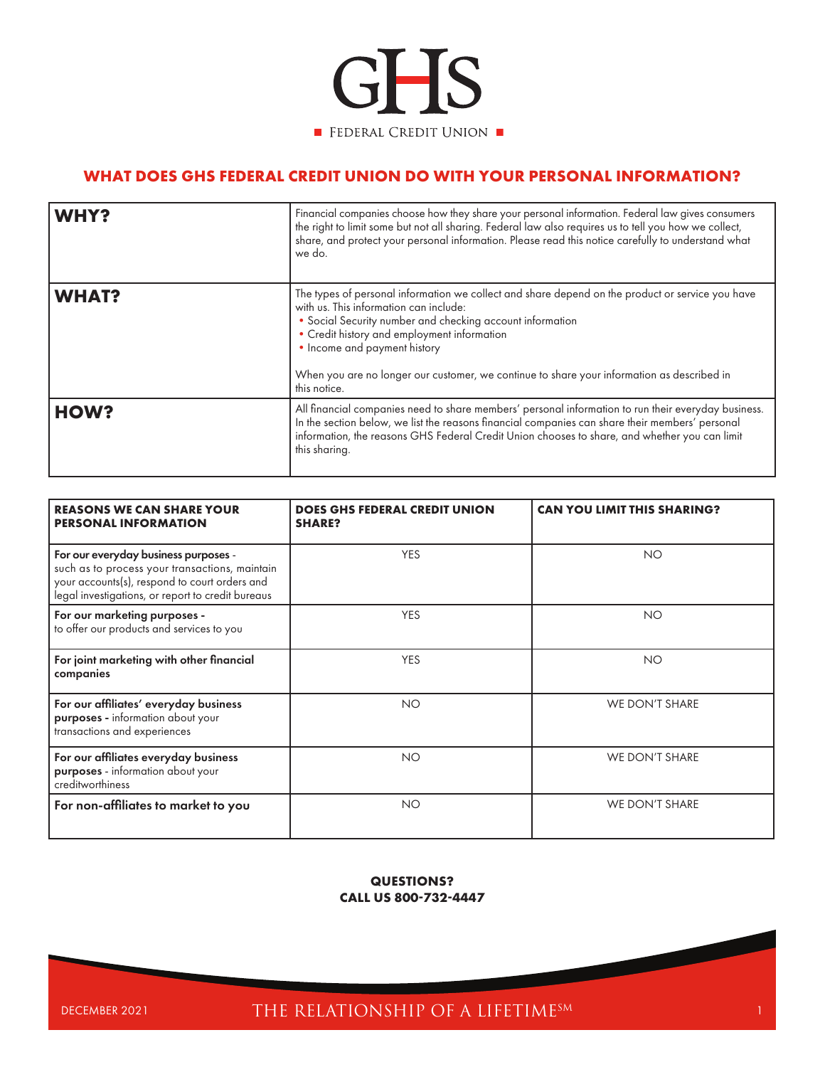GHS

FEDERAL CREDIT UNION

## WHAT DOES GHS FEDERAL CREDIT UNION DO WITH YOUR PERSONAL INFORMATION?

| | |
|---|---|
| **WHY?** | Financial companies choose how they share your personal information. Federal law gives consumers the right to limit some but not all sharing. Federal law also requires us to tell you how we collect, share, and protect your personal information. Please read this notice carefully to understand what we do. |
| **WHAT?** | The types of personal information we collect and share depend on the product or service you have with us. This information can include:<br>• Social Security number and checking account information<br>• Credit history and employment information<br>• Income and payment history<br><br>When you are no longer our customer, we continue to share your information as described in this notice. |
| **HOW?** | All financial companies need to share members' personal information to run their everyday business. In the section below, we list the reasons financial companies can share their members' personal information, the reasons GHS Federal Credit Union chooses to share, and whether you can limit this sharing. |

| REASONS WE CAN SHARE YOUR PERSONAL INFORMATION | DOES GHS FEDERAL CREDIT UNION SHARE? | CAN YOU LIMIT THIS SHARING? |
|---|---|---|
| **For our everyday business purposes** - such as to process your transactions, maintain your accounts(s), respond to court orders and legal investigations, or report to credit bureaus | YES | NO |
| **For our marketing purposes** - to offer our products and services to you | YES | NO |
| **For joint marketing with other financial companies** | YES | NO |
| **For our affiliates' everyday business purposes** - information about your transactions and experiences | NO | WE DON'T SHARE |
| **For our affiliates everyday business purposes** - information about your creditworthiness | NO | WE DON'T SHARE |
| **For non-affiliates to market to you** | NO | WE DON'T SHARE |

**QUESTIONS?**
**CALL US 800-732-4447**

DECEMBER 2021 THE RELATIONSHIP OF A LIFETIME℠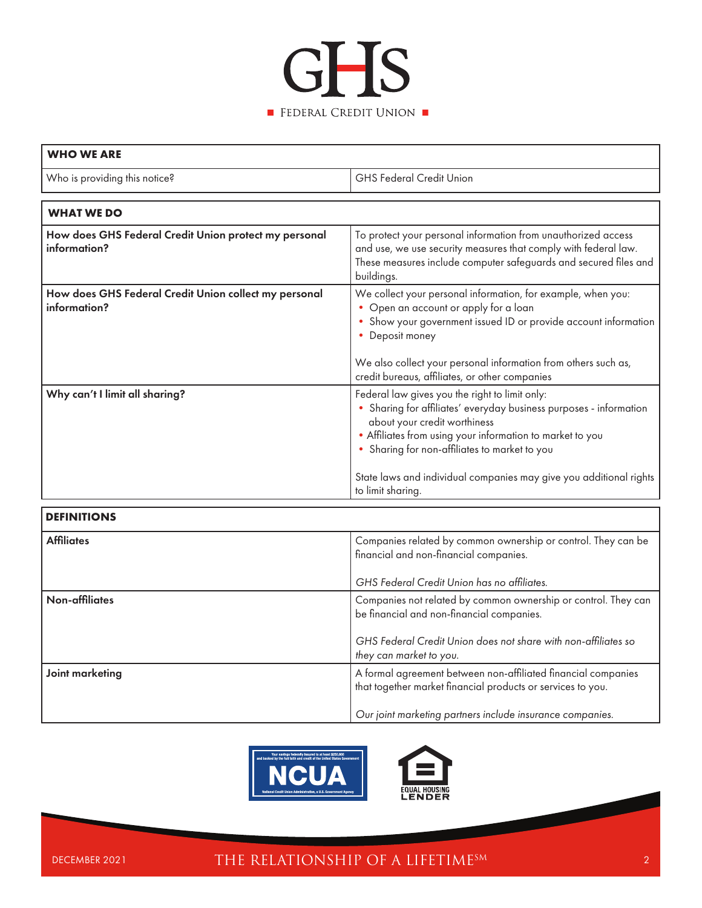# GHS

FEDERAL CREDIT UNION

| WHO WE ARE | |
|---|---|
| Who is providing this notice? | GHS Federal Credit Union |

| WHAT WE DO | |
|---|---|
| **How does GHS Federal Credit Union protect my personal information?** | To protect your personal information from unauthorized access and use, we use security measures that comply with federal law. These measures include computer safeguards and secured files and buildings. |
| **How does GHS Federal Credit Union collect my personal information?** | We collect your personal information, for example, when you:<br>• Open an account or apply for a loan<br>• Show your government issued ID or provide account information<br>• Deposit money<br><br>We also collect your personal information from others such as, credit bureaus, affiliates, or other companies |
| **Why can't I limit all sharing?** | Federal law gives you the right to limit only:<br>• Sharing for affiliates' everyday business purposes - information about your credit worthiness<br>• Affiliates from using your information to market to you<br>• Sharing for non-affiliates to market to you<br><br>State laws and individual companies may give you additional rights to limit sharing. |

| DEFINITIONS | |
|---|---|
| **Affiliates** | Companies related by common ownership or control. They can be financial and non-financial companies.<br><br>*GHS Federal Credit Union has no affiliates.* |
| **Non-affiliates** | Companies not related by common ownership or control. They can be financial and non-financial companies.<br><br>*GHS Federal Credit Union does not share with non-affiliates so they can market to you.* |
| **Joint marketing** | A formal agreement between non-affiliated financial companies that together market financial products or services to you.<br><br>*Our joint marketing partners include insurance companies.* |

Your savings federally insured to at least $250,000 and backed by the full faith and credit of the United States Government

NCUA

National Credit Union Administration, a U.S. Government Agency

EQUAL HOUSING LENDER

DECEMBER 2021

THE RELATIONSHIP OF A LIFETIME[SM]